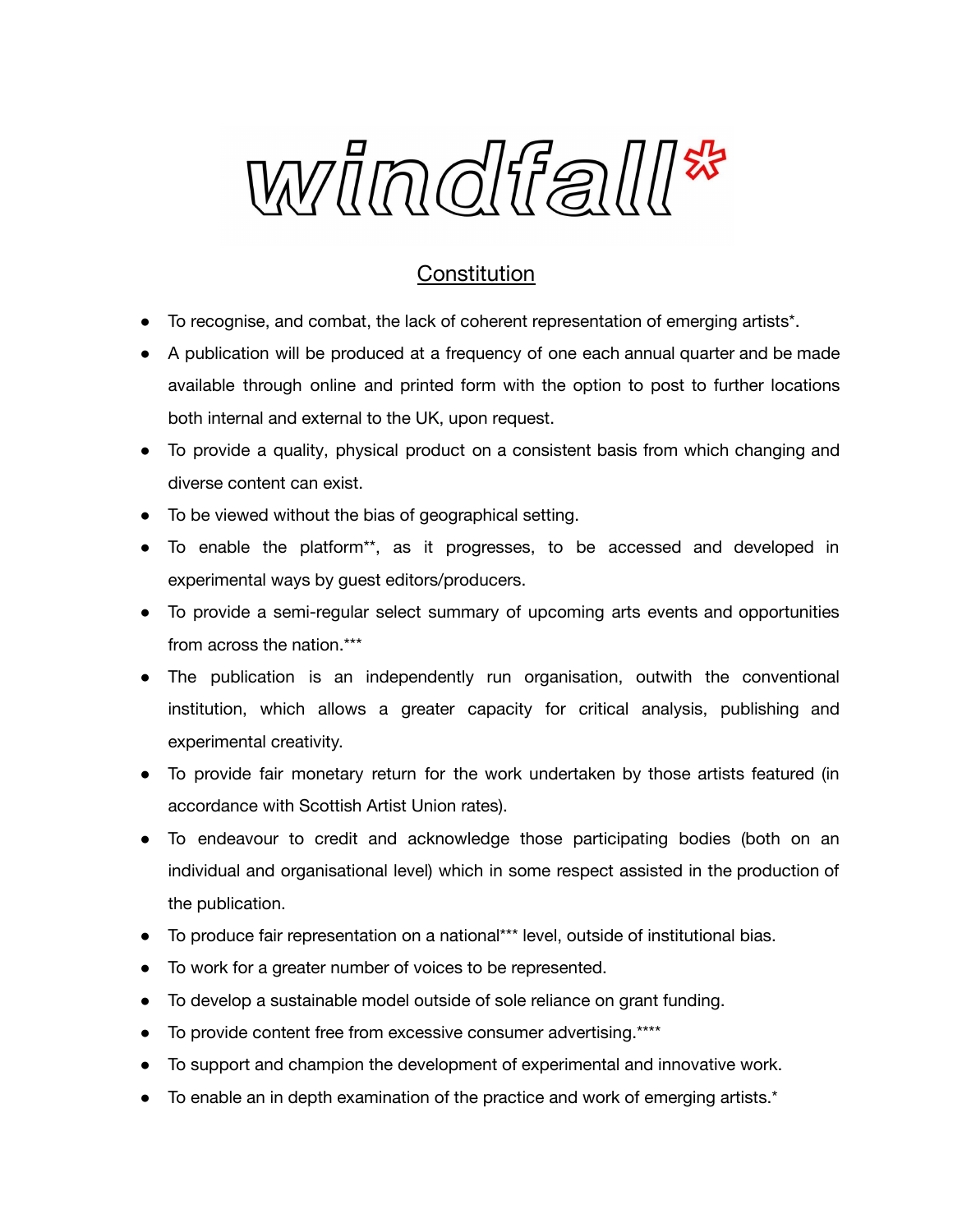# windfall*

## Constitution

- To recognise, and combat, the lack of coherent representation of emerging artists*.
- A publication will be produced at a frequency of one each annual quarter and be made available through online and printed form with the option to post to further locations both internal and external to the UK, upon request.
- To provide a quality, physical product on a consistent basis from which changing and diverse content can exist.
- To be viewed without the bias of geographical setting.
- To enable the platform**, as it progresses, to be accessed and developed in experimental ways by guest editors/producers.
- To provide a semi-regular select summary of upcoming arts events and opportunities from across the nation.***
- The publication is an independently run organisation, outwith the conventional institution, which allows a greater capacity for critical analysis, publishing and experimental creativity.
- To provide fair monetary return for the work undertaken by those artists featured (in accordance with Scottish Artist Union rates).
- To endeavour to credit and acknowledge those participating bodies (both on an individual and organisational level) which in some respect assisted in the production of the publication.
- To produce fair representation on a national*** level, outside of institutional bias.
- To work for a greater number of voices to be represented.
- To develop a sustainable model outside of sole reliance on grant funding.
- To provide content free from excessive consumer advertising.****
- To support and champion the development of experimental and innovative work.
- To enable an in depth examination of the practice and work of emerging artists.*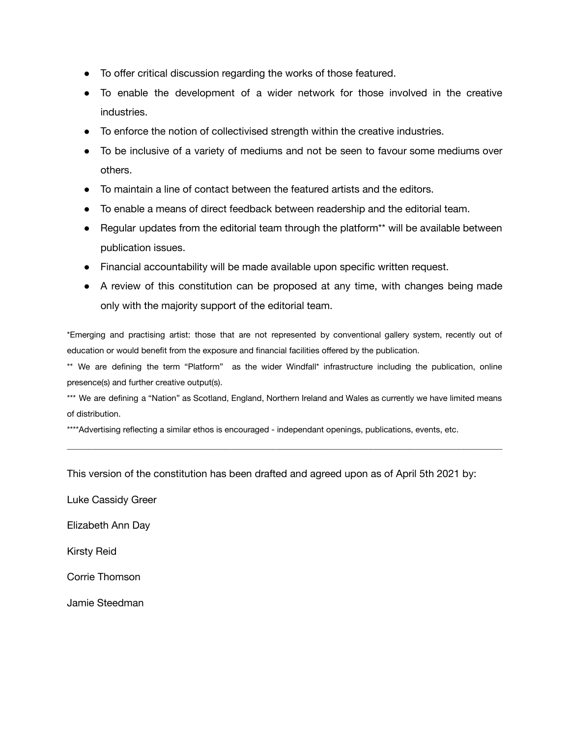- To offer critical discussion regarding the works of those featured.
- To enable the development of a wider network for those involved in the creative industries.
- To enforce the notion of collectivised strength within the creative industries.
- To be inclusive of a variety of mediums and not be seen to favour some mediums over others.
- To maintain a line of contact between the featured artists and the editors.
- To enable a means of direct feedback between readership and the editorial team.
- Regular updates from the editorial team through the platform** will be available between publication issues.
- Financial accountability will be made available upon specific written request.
- A review of this constitution can be proposed at any time, with changes being made only with the majority support of the editorial team.

*Emerging and practising artist: those that are not represented by conventional gallery system, recently out of education or would benefit from the exposure and financial facilities offered by the publication.

** We are defining the term "Platform" as the wider Windfall* infrastructure including the publication, online presence(s) and further creative output(s).

*** We are defining a "Nation" as Scotland, England, Northern Ireland and Wales as currently we have limited means of distribution.

****Advertising reflecting a similar ethos is encouraged - independant openings, publications, events, etc.

---

This version of the constitution has been drafted and agreed upon as of April 5th 2021 by:

Luke Cassidy Greer

Elizabeth Ann Day

Kirsty Reid

Corrie Thomson

Jamie Steedman